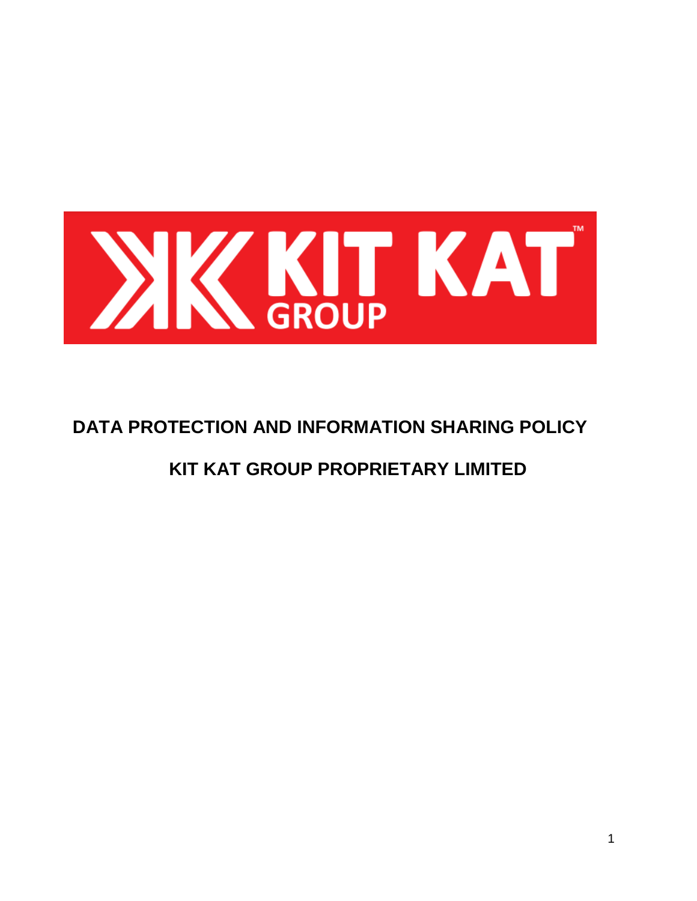# DATA PROTECTION AND INFORMATION SHARING POLICY

## KIT KAT GROUP PROPRIETARY LIMITED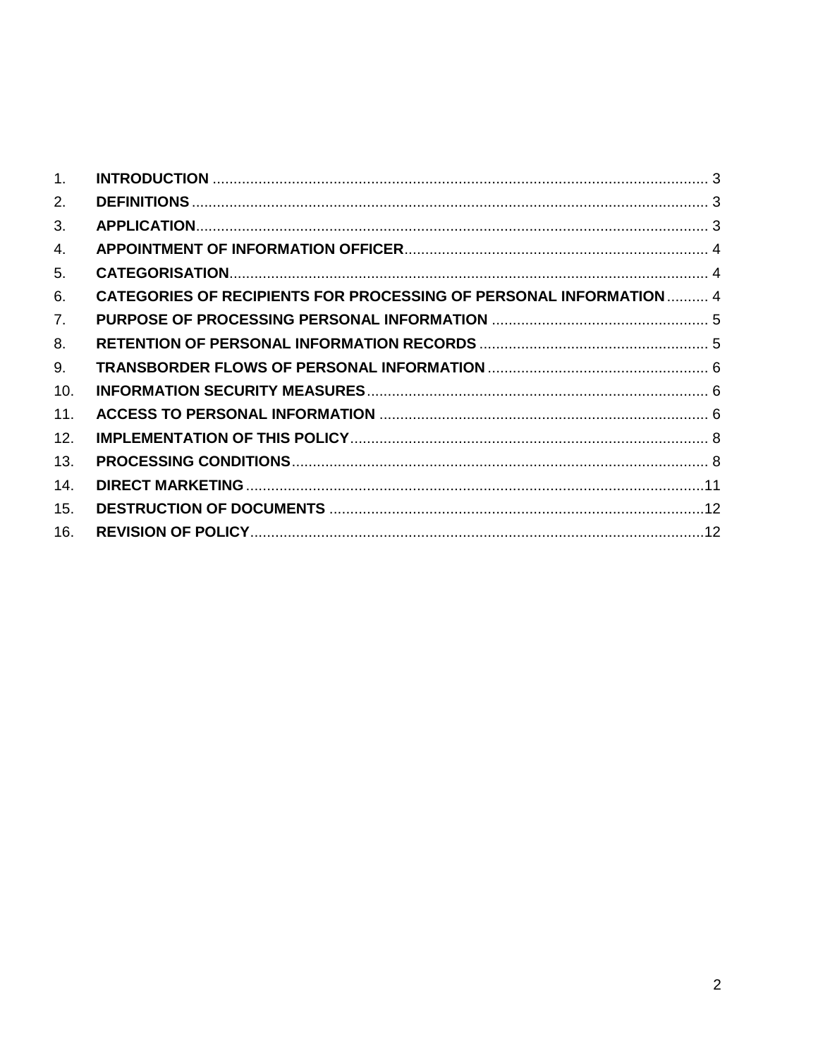| | | |
|---|---|---|
| 1. | **INTRODUCTION** | 3 |
| 2. | **DEFINITIONS** | 3 |
| 3. | **APPLICATION** | 3 |
| 4. | **APPOINTMENT OF INFORMATION OFFICER** | 4 |
| 5. | **CATEGORISATION** | 4 |
| 6. | **CATEGORIES OF RECIPIENTS FOR PROCESSING OF PERSONAL INFORMATION** | 4 |
| 7. | **PURPOSE OF PROCESSING PERSONAL INFORMATION** | 5 |
| 8. | **RETENTION OF PERSONAL INFORMATION RECORDS** | 5 |
| 9. | **TRANSBORDER FLOWS OF PERSONAL INFORMATION** | 6 |
| 10. | **INFORMATION SECURITY MEASURES** | 6 |
| 11. | **ACCESS TO PERSONAL INFORMATION** | 6 |
| 12. | **IMPLEMENTATION OF THIS POLICY** | 8 |
| 13. | **PROCESSING CONDITIONS** | 8 |
| 14. | **DIRECT MARKETING** | 11 |
| 15. | **DESTRUCTION OF DOCUMENTS** | 12 |
| 16. | **REVISION OF POLICY** | 12 |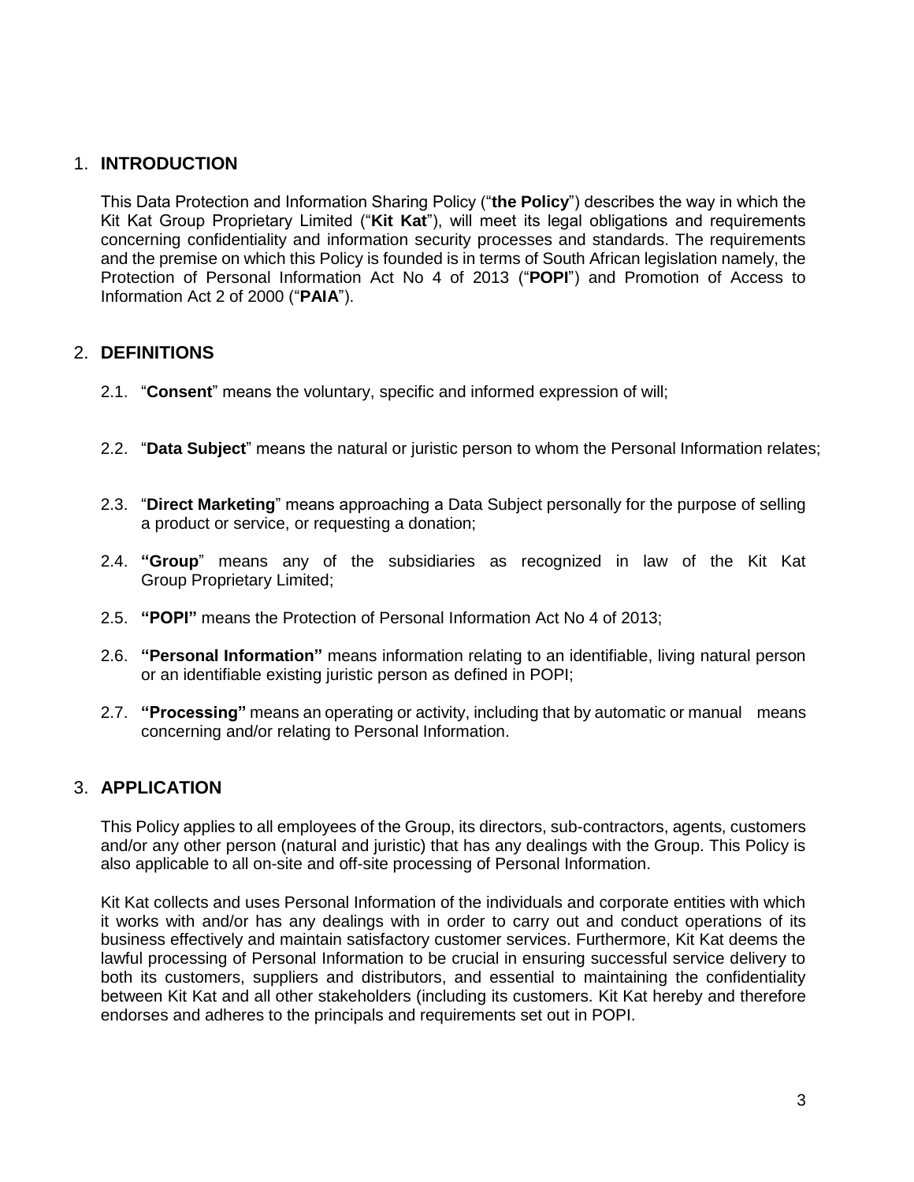## 1. INTRODUCTION

This Data Protection and Information Sharing Policy ("**the Policy**") describes the way in which the Kit Kat Group Proprietary Limited ("**Kit Kat**"), will meet its legal obligations and requirements concerning confidentiality and information security processes and standards. The requirements and the premise on which this Policy is founded is in terms of South African legislation namely, the Protection of Personal Information Act No 4 of 2013 ("**POPI**") and Promotion of Access to Information Act 2 of 2000 ("**PAIA**").

## 2. DEFINITIONS

2.1. "**Consent**" means the voluntary, specific and informed expression of will;

2.2. "**Data Subject**" means the natural or juristic person to whom the Personal Information relates;

2.3. "**Direct Marketing**" means approaching a Data Subject personally for the purpose of selling a product or service, or requesting a donation;

2.4. **"Group**" means any of the subsidiaries as recognized in law of the Kit Kat Group Proprietary Limited;

2.5. **"POPI"** means the Protection of Personal Information Act No 4 of 2013;

2.6. **"Personal Information"** means information relating to an identifiable, living natural person or an identifiable existing juristic person as defined in POPI;

2.7. **"Processing"** means an operating or activity, including that by automatic or manual means concerning and/or relating to Personal Information.

## 3. APPLICATION

This Policy applies to all employees of the Group, its directors, sub-contractors, agents, customers and/or any other person (natural and juristic) that has any dealings with the Group. This Policy is also applicable to all on-site and off-site processing of Personal Information.

Kit Kat collects and uses Personal Information of the individuals and corporate entities with which it works with and/or has any dealings with in order to carry out and conduct operations of its business effectively and maintain satisfactory customer services. Furthermore, Kit Kat deems the lawful processing of Personal Information to be crucial in ensuring successful service delivery to both its customers, suppliers and distributors, and essential to maintaining the confidentiality between Kit Kat and all other stakeholders (including its customers. Kit Kat hereby and therefore endorses and adheres to the principals and requirements set out in POPI.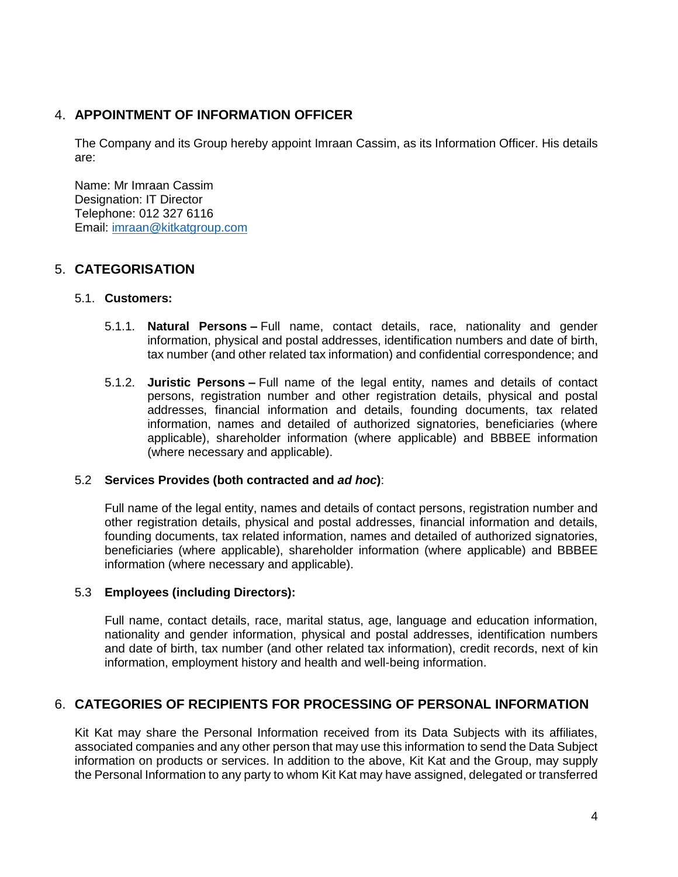## 4. APPOINTMENT OF INFORMATION OFFICER

The Company and its Group hereby appoint Imraan Cassim, as its Information Officer. His details are:

Name: Mr Imraan Cassim
Designation: IT Director
Telephone: 012 327 6116
Email: imraan@kitkatgroup.com

## 5. CATEGORISATION

### 5.1. Customers:

5.1.1. **Natural Persons –** Full name, contact details, race, nationality and gender information, physical and postal addresses, identification numbers and date of birth, tax number (and other related tax information) and confidential correspondence; and

5.1.2. **Juristic Persons –** Full name of the legal entity, names and details of contact persons, registration number and other registration details, physical and postal addresses, financial information and details, founding documents, tax related information, names and detailed of authorized signatories, beneficiaries (where applicable), shareholder information (where applicable) and BBBEE information (where necessary and applicable).

### 5.2 Services Provides (both contracted and *ad hoc*):

Full name of the legal entity, names and details of contact persons, registration number and other registration details, physical and postal addresses, financial information and details, founding documents, tax related information, names and detailed of authorized signatories, beneficiaries (where applicable), shareholder information (where applicable) and BBBEE information (where necessary and applicable).

### 5.3 Employees (including Directors):

Full name, contact details, race, marital status, age, language and education information, nationality and gender information, physical and postal addresses, identification numbers and date of birth, tax number (and other related tax information), credit records, next of kin information, employment history and health and well-being information.

## 6. CATEGORIES OF RECIPIENTS FOR PROCESSING OF PERSONAL INFORMATION

Kit Kat may share the Personal Information received from its Data Subjects with its affiliates, associated companies and any other person that may use this information to send the Data Subject information on products or services. In addition to the above, Kit Kat and the Group, may supply the Personal Information to any party to whom Kit Kat may have assigned, delegated or transferred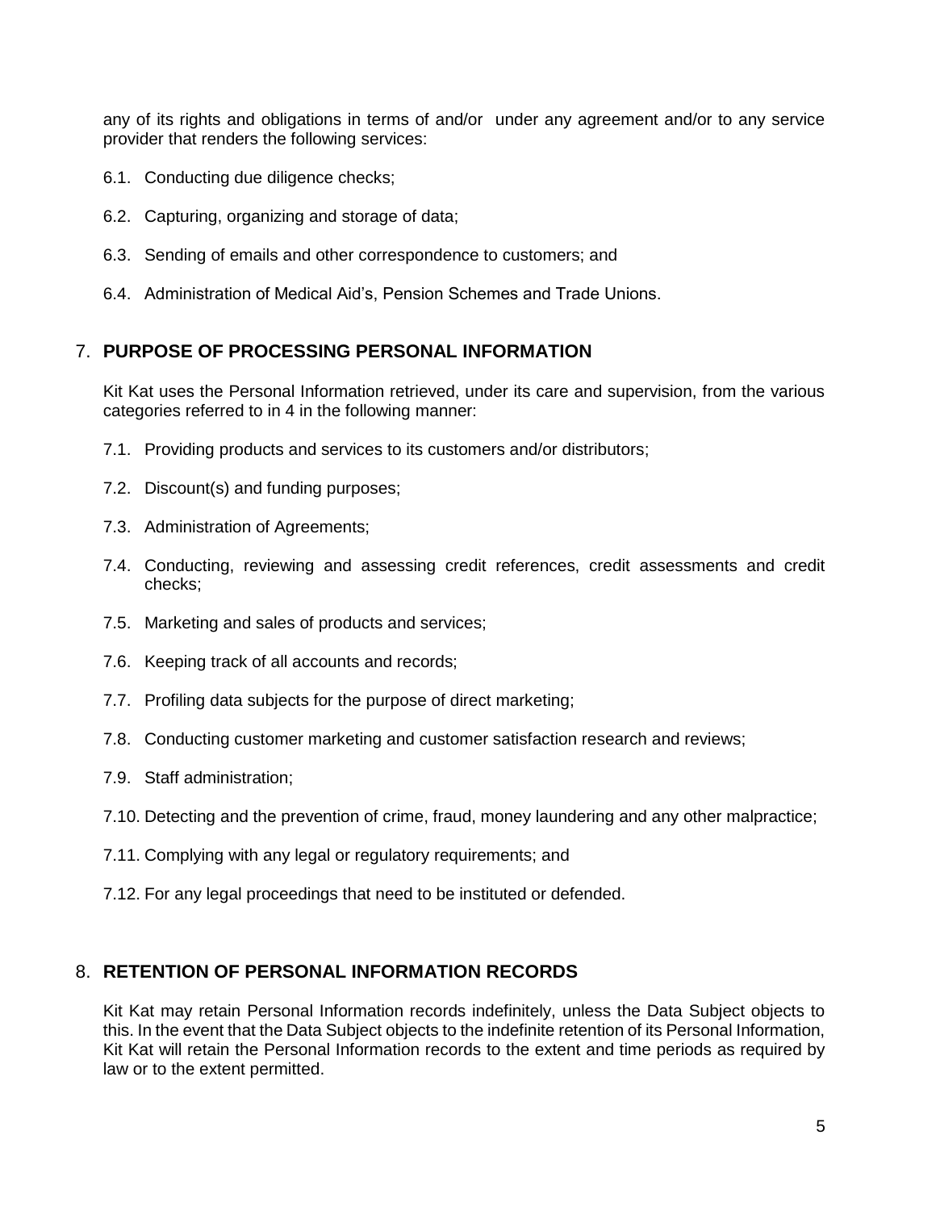any of its rights and obligations in terms of and/or under any agreement and/or to any service provider that renders the following services:

6.1. Conducting due diligence checks;

6.2. Capturing, organizing and storage of data;

6.3. Sending of emails and other correspondence to customers; and

6.4. Administration of Medical Aid's, Pension Schemes and Trade Unions.

## 7. PURPOSE OF PROCESSING PERSONAL INFORMATION

Kit Kat uses the Personal Information retrieved, under its care and supervision, from the various categories referred to in 4 in the following manner:

7.1. Providing products and services to its customers and/or distributors;

7.2. Discount(s) and funding purposes;

7.3. Administration of Agreements;

7.4. Conducting, reviewing and assessing credit references, credit assessments and credit checks;

7.5. Marketing and sales of products and services;

7.6. Keeping track of all accounts and records;

7.7. Profiling data subjects for the purpose of direct marketing;

7.8. Conducting customer marketing and customer satisfaction research and reviews;

7.9. Staff administration;

7.10. Detecting and the prevention of crime, fraud, money laundering and any other malpractice;

7.11. Complying with any legal or regulatory requirements; and

7.12. For any legal proceedings that need to be instituted or defended.

## 8. RETENTION OF PERSONAL INFORMATION RECORDS

Kit Kat may retain Personal Information records indefinitely, unless the Data Subject objects to this. In the event that the Data Subject objects to the indefinite retention of its Personal Information, Kit Kat will retain the Personal Information records to the extent and time periods as required by law or to the extent permitted.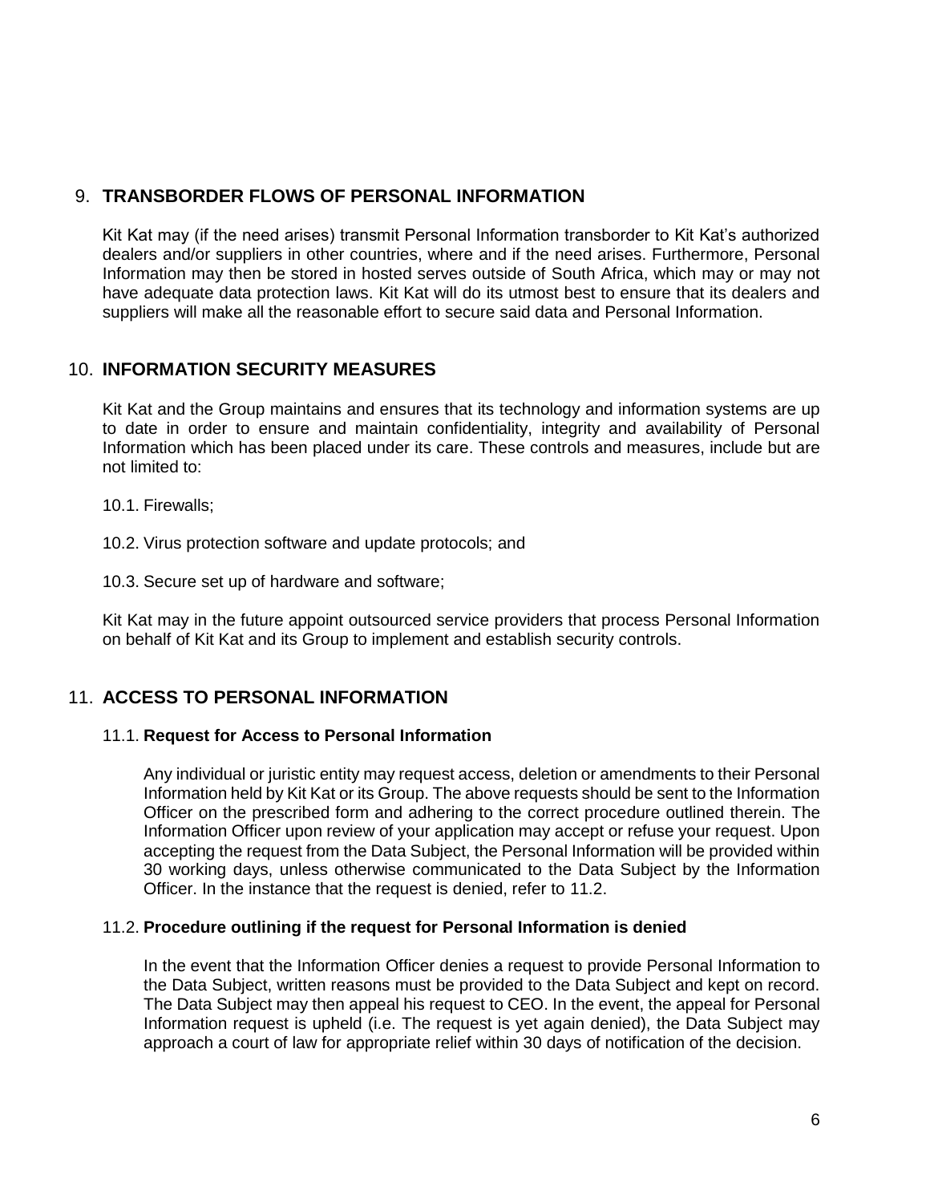## 9. TRANSBORDER FLOWS OF PERSONAL INFORMATION

Kit Kat may (if the need arises) transmit Personal Information transborder to Kit Kat's authorized dealers and/or suppliers in other countries, where and if the need arises. Furthermore, Personal Information may then be stored in hosted serves outside of South Africa, which may or may not have adequate data protection laws. Kit Kat will do its utmost best to ensure that its dealers and suppliers will make all the reasonable effort to secure said data and Personal Information.

## 10. INFORMATION SECURITY MEASURES

Kit Kat and the Group maintains and ensures that its technology and information systems are up to date in order to ensure and maintain confidentiality, integrity and availability of Personal Information which has been placed under its care. These controls and measures, include but are not limited to:

10.1. Firewalls;

10.2. Virus protection software and update protocols; and

10.3. Secure set up of hardware and software;

Kit Kat may in the future appoint outsourced service providers that process Personal Information on behalf of Kit Kat and its Group to implement and establish security controls.

## 11. ACCESS TO PERSONAL INFORMATION

### 11.1. Request for Access to Personal Information

Any individual or juristic entity may request access, deletion or amendments to their Personal Information held by Kit Kat or its Group. The above requests should be sent to the Information Officer on the prescribed form and adhering to the correct procedure outlined therein. The Information Officer upon review of your application may accept or refuse your request. Upon accepting the request from the Data Subject, the Personal Information will be provided within 30 working days, unless otherwise communicated to the Data Subject by the Information Officer. In the instance that the request is denied, refer to 11.2.

### 11.2. Procedure outlining if the request for Personal Information is denied

In the event that the Information Officer denies a request to provide Personal Information to the Data Subject, written reasons must be provided to the Data Subject and kept on record. The Data Subject may then appeal his request to CEO. In the event, the appeal for Personal Information request is upheld (i.e. The request is yet again denied), the Data Subject may approach a court of law for appropriate relief within 30 days of notification of the decision.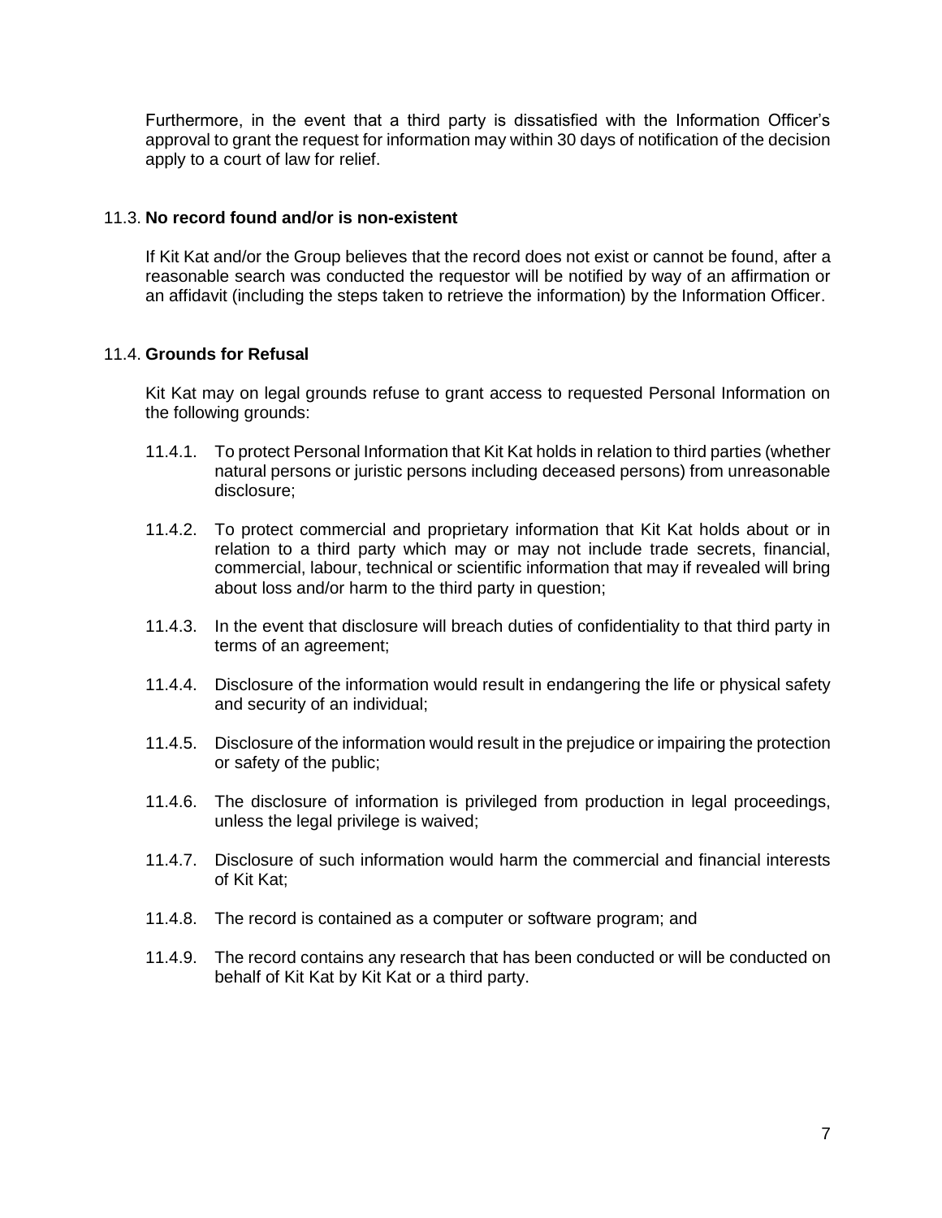Furthermore, in the event that a third party is dissatisfied with the Information Officer's approval to grant the request for information may within 30 days of notification of the decision apply to a court of law for relief.

### 11.3. **No record found and/or is non-existent**

If Kit Kat and/or the Group believes that the record does not exist or cannot be found, after a reasonable search was conducted the requestor will be notified by way of an affirmation or an affidavit (including the steps taken to retrieve the information) by the Information Officer.

### 11.4. **Grounds for Refusal**

Kit Kat may on legal grounds refuse to grant access to requested Personal Information on the following grounds:

11.4.1. To protect Personal Information that Kit Kat holds in relation to third parties (whether natural persons or juristic persons including deceased persons) from unreasonable disclosure;

11.4.2. To protect commercial and proprietary information that Kit Kat holds about or in relation to a third party which may or may not include trade secrets, financial, commercial, labour, technical or scientific information that may if revealed will bring about loss and/or harm to the third party in question;

11.4.3. In the event that disclosure will breach duties of confidentiality to that third party in terms of an agreement;

11.4.4. Disclosure of the information would result in endangering the life or physical safety and security of an individual;

11.4.5. Disclosure of the information would result in the prejudice or impairing the protection or safety of the public;

11.4.6. The disclosure of information is privileged from production in legal proceedings, unless the legal privilege is waived;

11.4.7. Disclosure of such information would harm the commercial and financial interests of Kit Kat;

11.4.8. The record is contained as a computer or software program; and

11.4.9. The record contains any research that has been conducted or will be conducted on behalf of Kit Kat by Kit Kat or a third party.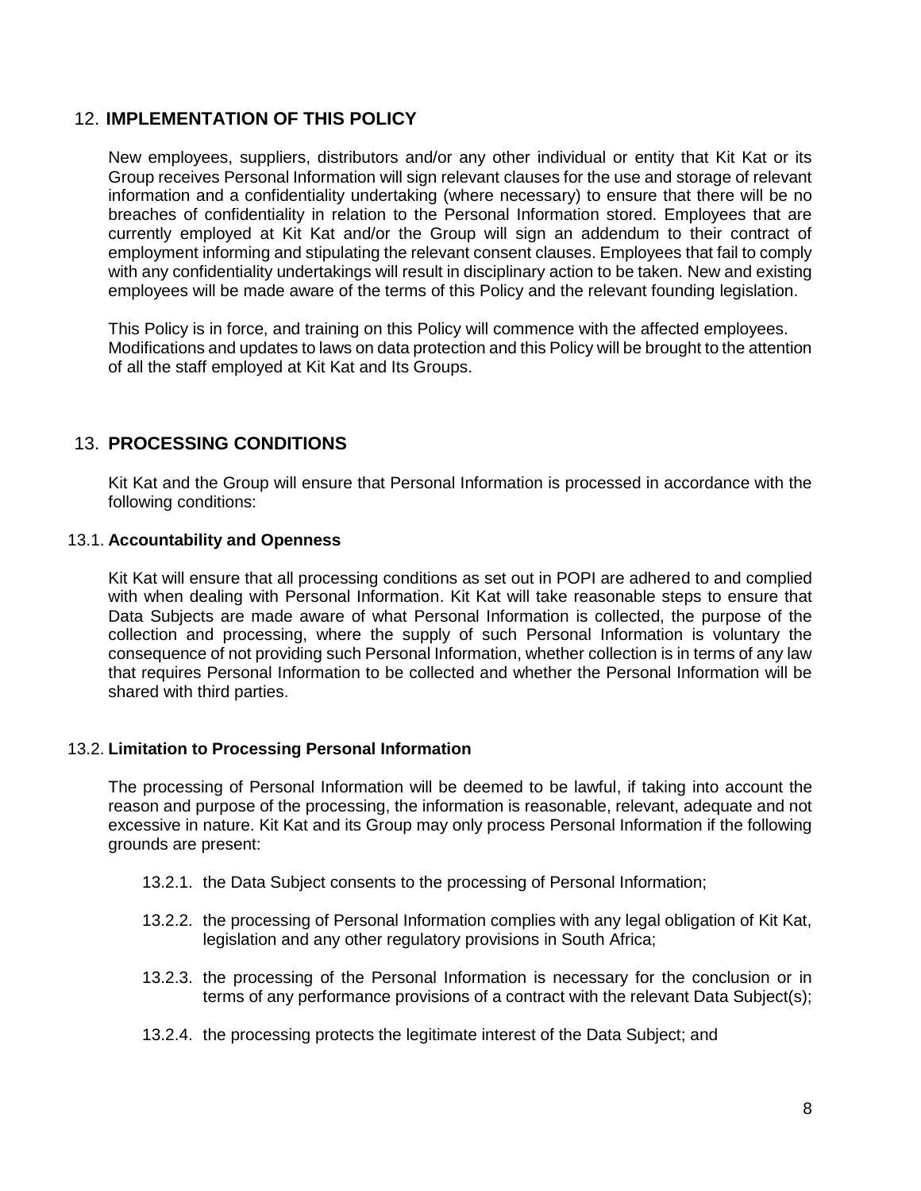## 12. **IMPLEMENTATION OF THIS POLICY**

New employees, suppliers, distributors and/or any other individual or entity that Kit Kat or its Group receives Personal Information will sign relevant clauses for the use and storage of relevant information and a confidentiality undertaking (where necessary) to ensure that there will be no breaches of confidentiality in relation to the Personal Information stored. Employees that are currently employed at Kit Kat and/or the Group will sign an addendum to their contract of employment informing and stipulating the relevant consent clauses. Employees that fail to comply with any confidentiality undertakings will result in disciplinary action to be taken. New and existing employees will be made aware of the terms of this Policy and the relevant founding legislation.

This Policy is in force, and training on this Policy will commence with the affected employees. Modifications and updates to laws on data protection and this Policy will be brought to the attention of all the staff employed at Kit Kat and Its Groups.

## 13. **PROCESSING CONDITIONS**

Kit Kat and the Group will ensure that Personal Information is processed in accordance with the following conditions:

### 13.1. **Accountability and Openness**

Kit Kat will ensure that all processing conditions as set out in POPI are adhered to and complied with when dealing with Personal Information. Kit Kat will take reasonable steps to ensure that Data Subjects are made aware of what Personal Information is collected, the purpose of the collection and processing, where the supply of such Personal Information is voluntary the consequence of not providing such Personal Information, whether collection is in terms of any law that requires Personal Information to be collected and whether the Personal Information will be shared with third parties.

### 13.2. **Limitation to Processing Personal Information**

The processing of Personal Information will be deemed to be lawful, if taking into account the reason and purpose of the processing, the information is reasonable, relevant, adequate and not excessive in nature. Kit Kat and its Group may only process Personal Information if the following grounds are present:

13.2.1. the Data Subject consents to the processing of Personal Information;

13.2.2. the processing of Personal Information complies with any legal obligation of Kit Kat, legislation and any other regulatory provisions in South Africa;

13.2.3. the processing of the Personal Information is necessary for the conclusion or in terms of any performance provisions of a contract with the relevant Data Subject(s);

13.2.4. the processing protects the legitimate interest of the Data Subject; and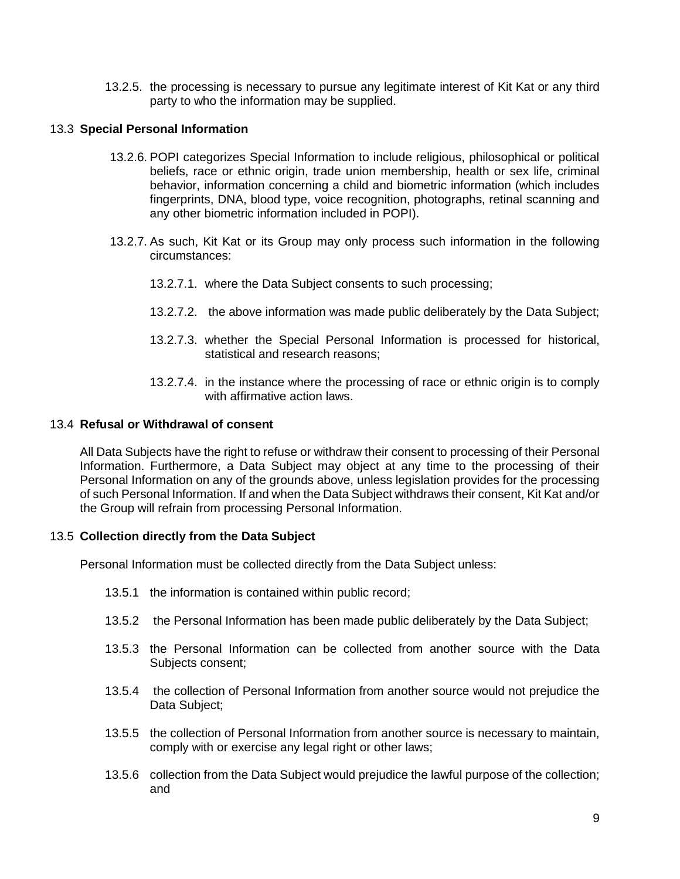13.2.5. the processing is necessary to pursue any legitimate interest of Kit Kat or any third party to who the information may be supplied.

## 13.3 Special Personal Information

13.2.6. POPI categorizes Special Information to include religious, philosophical or political beliefs, race or ethnic origin, trade union membership, health or sex life, criminal behavior, information concerning a child and biometric information (which includes fingerprints, DNA, blood type, voice recognition, photographs, retinal scanning and any other biometric information included in POPI).

13.2.7. As such, Kit Kat or its Group may only process such information in the following circumstances:

13.2.7.1. where the Data Subject consents to such processing;

13.2.7.2. the above information was made public deliberately by the Data Subject;

13.2.7.3. whether the Special Personal Information is processed for historical, statistical and research reasons;

13.2.7.4. in the instance where the processing of race or ethnic origin is to comply with affirmative action laws.

## 13.4 Refusal or Withdrawal of consent

All Data Subjects have the right to refuse or withdraw their consent to processing of their Personal Information. Furthermore, a Data Subject may object at any time to the processing of their Personal Information on any of the grounds above, unless legislation provides for the processing of such Personal Information. If and when the Data Subject withdraws their consent, Kit Kat and/or the Group will refrain from processing Personal Information.

## 13.5 Collection directly from the Data Subject

Personal Information must be collected directly from the Data Subject unless:

13.5.1 the information is contained within public record;

13.5.2 the Personal Information has been made public deliberately by the Data Subject;

13.5.3 the Personal Information can be collected from another source with the Data Subjects consent;

13.5.4 the collection of Personal Information from another source would not prejudice the Data Subject;

13.5.5 the collection of Personal Information from another source is necessary to maintain, comply with or exercise any legal right or other laws;

13.5.6 collection from the Data Subject would prejudice the lawful purpose of the collection; and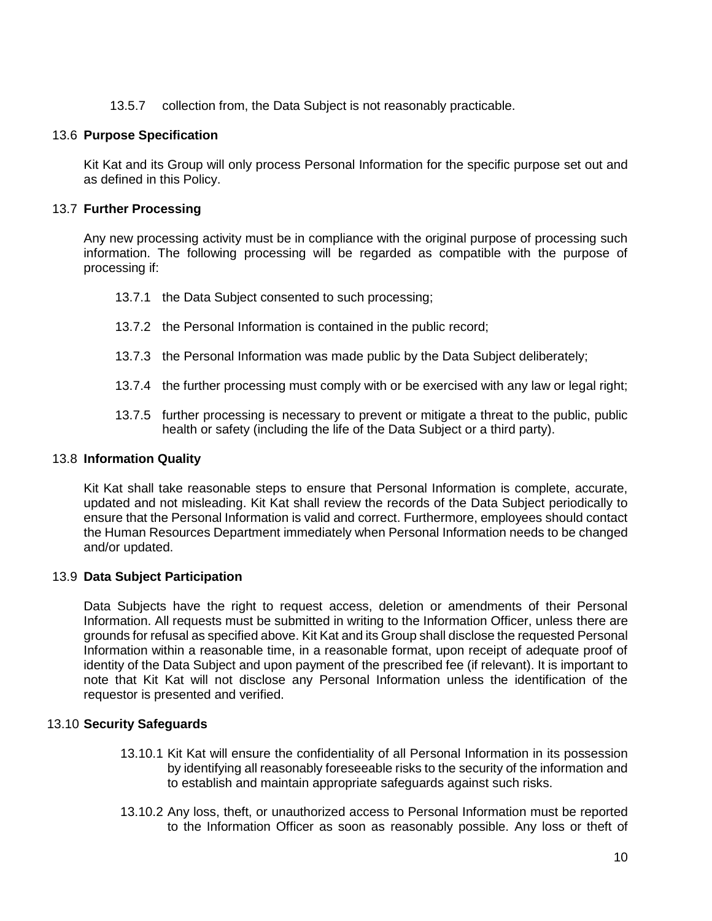13.5.7 collection from, the Data Subject is not reasonably practicable.

### 13.6 Purpose Specification

Kit Kat and its Group will only process Personal Information for the specific purpose set out and as defined in this Policy.

### 13.7 Further Processing

Any new processing activity must be in compliance with the original purpose of processing such information. The following processing will be regarded as compatible with the purpose of processing if:

13.7.1 the Data Subject consented to such processing;

13.7.2 the Personal Information is contained in the public record;

13.7.3 the Personal Information was made public by the Data Subject deliberately;

13.7.4 the further processing must comply with or be exercised with any law or legal right;

13.7.5 further processing is necessary to prevent or mitigate a threat to the public, public health or safety (including the life of the Data Subject or a third party).

### 13.8 Information Quality

Kit Kat shall take reasonable steps to ensure that Personal Information is complete, accurate, updated and not misleading. Kit Kat shall review the records of the Data Subject periodically to ensure that the Personal Information is valid and correct. Furthermore, employees should contact the Human Resources Department immediately when Personal Information needs to be changed and/or updated.

### 13.9 Data Subject Participation

Data Subjects have the right to request access, deletion or amendments of their Personal Information. All requests must be submitted in writing to the Information Officer, unless there are grounds for refusal as specified above. Kit Kat and its Group shall disclose the requested Personal Information within a reasonable time, in a reasonable format, upon receipt of adequate proof of identity of the Data Subject and upon payment of the prescribed fee (if relevant). It is important to note that Kit Kat will not disclose any Personal Information unless the identification of the requestor is presented and verified.

### 13.10 Security Safeguards

13.10.1 Kit Kat will ensure the confidentiality of all Personal Information in its possession by identifying all reasonably foreseeable risks to the security of the information and to establish and maintain appropriate safeguards against such risks.

13.10.2 Any loss, theft, or unauthorized access to Personal Information must be reported to the Information Officer as soon as reasonably possible. Any loss or theft of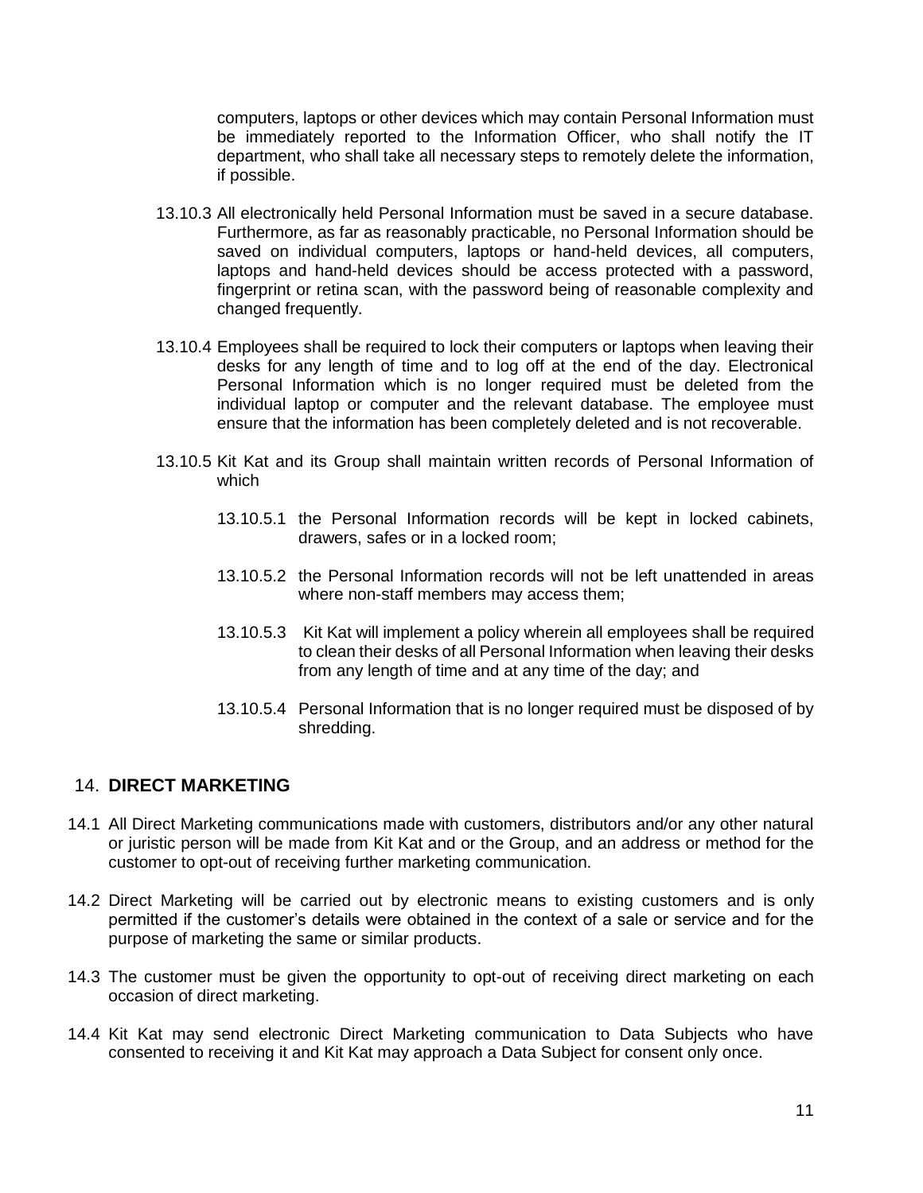computers, laptops or other devices which may contain Personal Information must be immediately reported to the Information Officer, who shall notify the IT department, who shall take all necessary steps to remotely delete the information, if possible.

13.10.3 All electronically held Personal Information must be saved in a secure database. Furthermore, as far as reasonably practicable, no Personal Information should be saved on individual computers, laptops or hand-held devices, all computers, laptops and hand-held devices should be access protected with a password, fingerprint or retina scan, with the password being of reasonable complexity and changed frequently.

13.10.4 Employees shall be required to lock their computers or laptops when leaving their desks for any length of time and to log off at the end of the day. Electronical Personal Information which is no longer required must be deleted from the individual laptop or computer and the relevant database. The employee must ensure that the information has been completely deleted and is not recoverable.

13.10.5 Kit Kat and its Group shall maintain written records of Personal Information of which

13.10.5.1 the Personal Information records will be kept in locked cabinets, drawers, safes or in a locked room;

13.10.5.2 the Personal Information records will not be left unattended in areas where non-staff members may access them;

13.10.5.3 Kit Kat will implement a policy wherein all employees shall be required to clean their desks of all Personal Information when leaving their desks from any length of time and at any time of the day; and

13.10.5.4 Personal Information that is no longer required must be disposed of by shredding.

## 14. DIRECT MARKETING

14.1 All Direct Marketing communications made with customers, distributors and/or any other natural or juristic person will be made from Kit Kat and or the Group, and an address or method for the customer to opt-out of receiving further marketing communication.

14.2 Direct Marketing will be carried out by electronic means to existing customers and is only permitted if the customer's details were obtained in the context of a sale or service and for the purpose of marketing the same or similar products.

14.3 The customer must be given the opportunity to opt-out of receiving direct marketing on each occasion of direct marketing.

14.4 Kit Kat may send electronic Direct Marketing communication to Data Subjects who have consented to receiving it and Kit Kat may approach a Data Subject for consent only once.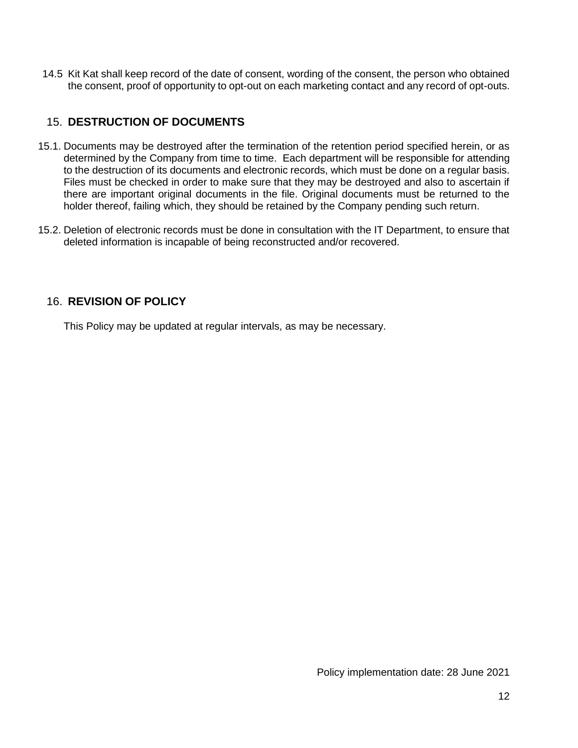14.5 Kit Kat shall keep record of the date of consent, wording of the consent, the person who obtained the consent, proof of opportunity to opt-out on each marketing contact and any record of opt-outs.

## 15. **DESTRUCTION OF DOCUMENTS**

15.1. Documents may be destroyed after the termination of the retention period specified herein, or as determined by the Company from time to time. Each department will be responsible for attending to the destruction of its documents and electronic records, which must be done on a regular basis. Files must be checked in order to make sure that they may be destroyed and also to ascertain if there are important original documents in the file. Original documents must be returned to the holder thereof, failing which, they should be retained by the Company pending such return.

15.2. Deletion of electronic records must be done in consultation with the IT Department, to ensure that deleted information is incapable of being reconstructed and/or recovered.

## 16. **REVISION OF POLICY**

This Policy may be updated at regular intervals, as may be necessary.

Policy implementation date: 28 June 2021